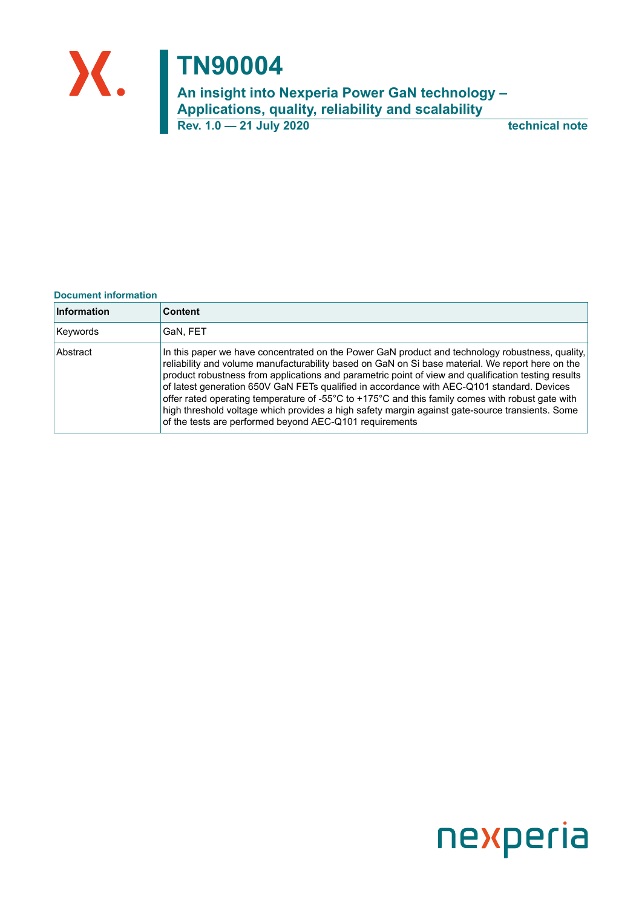# TN90004

## An insight into Nexperia Power GaN technology – Applications, quality, reliability and scalability

**Rev. 1.0 — 21 July 2020** **technical note**

**Document information**

| Information | Content |
|---|---|
| Keywords | GaN, FET |
| Abstract | In this paper we have concentrated on the Power GaN product and technology robustness, quality, reliability and volume manufacturability based on GaN on Si base material. We report here on the product robustness from applications and parametric point of view and qualification testing results of latest generation 650V GaN FETs qualified in accordance with AEC-Q101 standard. Devices offer rated operating temperature of -55°C to +175°C and this family comes with robust gate with high threshold voltage which provides a high safety margin against gate-source transients. Some of the tests are performed beyond AEC-Q101 requirements |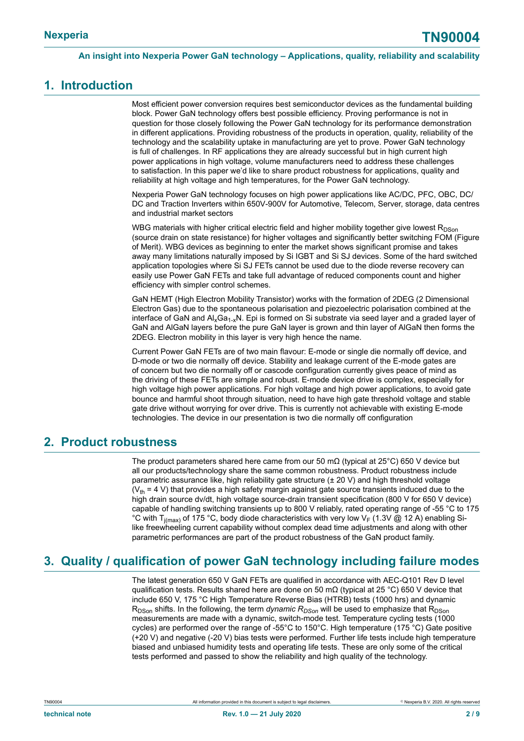## 1. Introduction

Most efficient power conversion requires best semiconductor devices as the fundamental building block. Power GaN technology offers best possible efficiency. Proving performance is not in question for those closely following the Power GaN technology for its performance demonstration in different applications. Providing robustness of the products in operation, quality, reliability of the technology and the scalability uptake in manufacturing are yet to prove. Power GaN technology is full of challenges. In RF applications they are already successful but in high current high power applications in high voltage, volume manufacturers need to address these challenges to satisfaction. In this paper we'd like to share product robustness for applications, quality and reliability at high voltage and high temperatures, for the Power GaN technology.

Nexperia Power GaN technology focuses on high power applications like AC/DC, PFC, OBC, DC/DC and Traction Inverters within 650V-900V for Automotive, Telecom, Server, storage, data centres and industrial market sectors

WBG materials with higher critical electric field and higher mobility together give lowest $R_{DSon}$ (source drain on state resistance) for higher voltages and significantly better switching FOM (Figure of Merit). WBG devices as beginning to enter the market shows significant promise and takes away many limitations naturally imposed by Si IGBT and Si SJ devices. Some of the hard switched application topologies where Si SJ FETs cannot be used due to the diode reverse recovery can easily use Power GaN FETs and take full advantage of reduced components count and higher efficiency with simpler control schemes.

GaN HEMT (High Electron Mobility Transistor) works with the formation of 2DEG (2 Dimensional Electron Gas) due to the spontaneous polarisation and piezoelectric polarisation combined at the interface of GaN and $Al_xGa_{1-x}N$. Epi is formed on Si substrate via seed layer and a graded layer of GaN and AlGaN layers before the pure GaN layer is grown and thin layer of AlGaN then forms the 2DEG. Electron mobility in this layer is very high hence the name.

Current Power GaN FETs are of two main flavour: E-mode or single die normally off device, and D-mode or two die normally off device. Stability and leakage current of the E-mode gates are of concern but two die normally off or cascode configuration currently gives peace of mind as the driving of these FETs are simple and robust. E-mode device drive is complex, especially for high voltage high power applications. For high voltage and high power applications, to avoid gate bounce and harmful shoot through situation, need to have high gate threshold voltage and stable gate drive without worrying for over drive. This is currently not achievable with existing E-mode technologies. The device in our presentation is two die normally off configuration

## 2. Product robustness

The product parameters shared here came from our 50 mΩ (typical at 25°C) 650 V device but all our products/technology share the same common robustness. Product robustness include parametric assurance like, high reliability gate structure (± 20 V) and high threshold voltage ($V_{th}$ = 4 V) that provides a high safety margin against gate source transients induced due to the high drain source dv/dt, high voltage source-drain transient specification (800 V for 650 V device) capable of handling switching transients up to 800 V reliably, rated operating range of -55 °C to 175 °C with $T_{j(max)}$ of 175 °C, body diode characteristics with very low $V_F$ (1.3V @ 12 A) enabling Si-like freewheeling current capability without complex dead time adjustments and along with other parametric performances are part of the product robustness of the GaN product family.

## 3. Quality / qualification of power GaN technology including failure modes

The latest generation 650 V GaN FETs are qualified in accordance with AEC-Q101 Rev D level qualification tests. Results shared here are done on 50 mΩ (typical at 25 °C) 650 V device that include 650 V, 175 °C High Temperature Reverse Bias (HTRB) tests (1000 hrs) and dynamic $R_{DSon}$ shifts. In the following, the term *dynamic $R_{DSon}$* will be used to emphasize that $R_{DSon}$ measurements are made with a dynamic, switch-mode test. Temperature cycling tests (1000 cycles) are performed over the range of -55°C to 150°C. High temperature (175 °C) Gate positive (+20 V) and negative (-20 V) bias tests were performed. Further life tests include high temperature biased and unbiased humidity tests and operating life tests. These are only some of the critical tests performed and passed to show the reliability and high quality of the technology.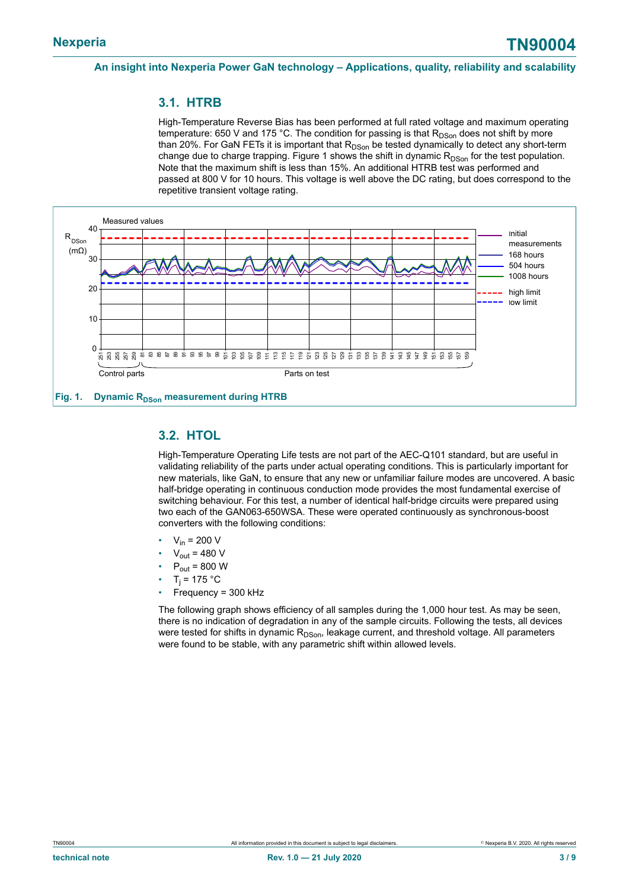## 3.1. HTRB

High-Temperature Reverse Bias has been performed at full rated voltage and maximum operating temperature: 650 V and 175 °C. The condition for passing is that $R_{DSon}$ does not shift by more than 20%. For GaN FETs it is important that $R_{DSon}$ be tested dynamically to detect any short-term change due to charge trapping. Figure 1 shows the shift in dynamic $R_{DSon}$ for the test population. Note that the maximum shift is less than 15%. An additional HTRB test was performed and passed at 800 V for 10 hours. This voltage is well above the DC rating, but does correspond to the repetitive transient voltage rating.

**Fig. 1. Dynamic $R_{DSon}$ measurement during HTRB**

## 3.2. HTOL

High-Temperature Operating Life tests are not part of the AEC-Q101 standard, but are useful in validating reliability of the parts under actual operating conditions. This is particularly important for new materials, like GaN, to ensure that any new or unfamiliar failure modes are uncovered. A basic half-bridge operating in continuous conduction mode provides the most fundamental exercise of switching behaviour. For this test, a number of identical half-bridge circuits were prepared using two each of the GAN063-650WSA. These were operated continuously as synchronous-boost converters with the following conditions:

- $V_{in}$ = 200 V
- $V_{out}$ = 480 V
- $P_{out}$ = 800 W
- $T_j$ = 175 °C
- Frequency = 300 kHz

The following graph shows efficiency of all samples during the 1,000 hour test. As may be seen, there is no indication of degradation in any of the sample circuits. Following the tests, all devices were tested for shifts in dynamic $R_{DSon}$, leakage current, and threshold voltage. All parameters were found to be stable, with any parametric shift within allowed levels.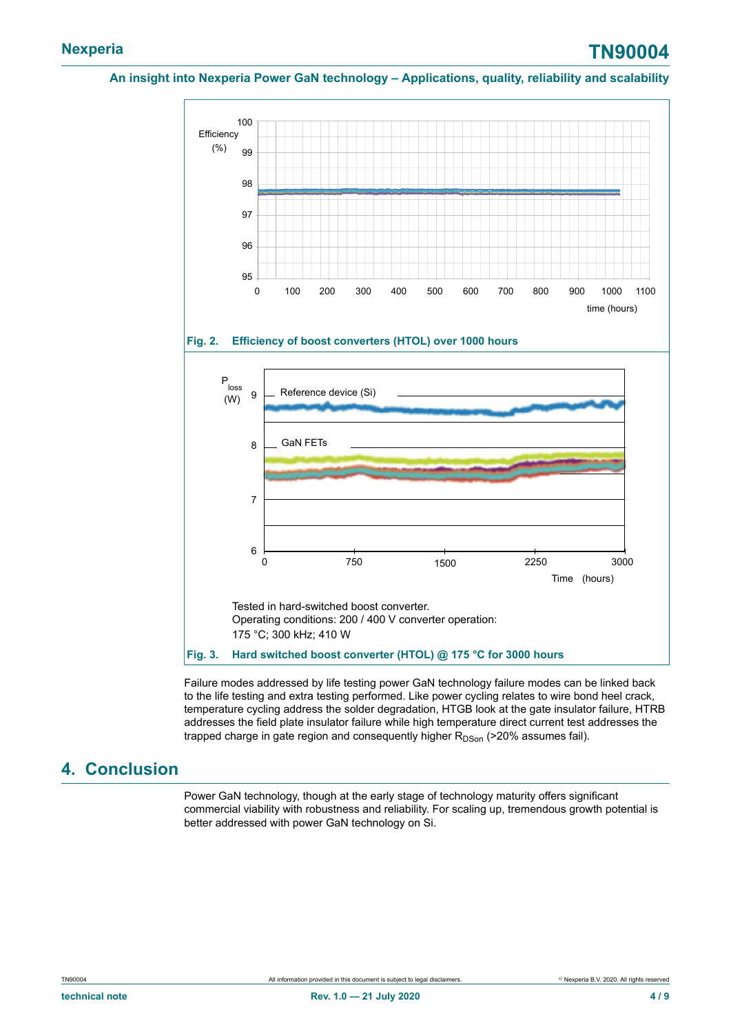Fig. 2. Efficiency of boost converters (HTOL) over 1000 hours

Tested in hard-switched boost converter.
Operating conditions: 200 / 400 V converter operation:
175 °C; 300 kHz; 410 W

Fig. 3. Hard switched boost converter (HTOL) @ 175 °C for 3000 hours

Failure modes addressed by life testing power GaN technology failure modes can be linked back to the life testing and extra testing performed. Like power cycling relates to wire bond heel crack, temperature cycling address the solder degradation, HTGB look at the gate insulator failure, HTRB addresses the field plate insulator failure while high temperature direct current test addresses the trapped charge in gate region and consequently higher $R_{DSon}$ (>20% assumes fail).

## 4. Conclusion

Power GaN technology, though at the early stage of technology maturity offers significant commercial viability with robustness and reliability. For scaling up, tremendous growth potential is better addressed with power GaN technology on Si.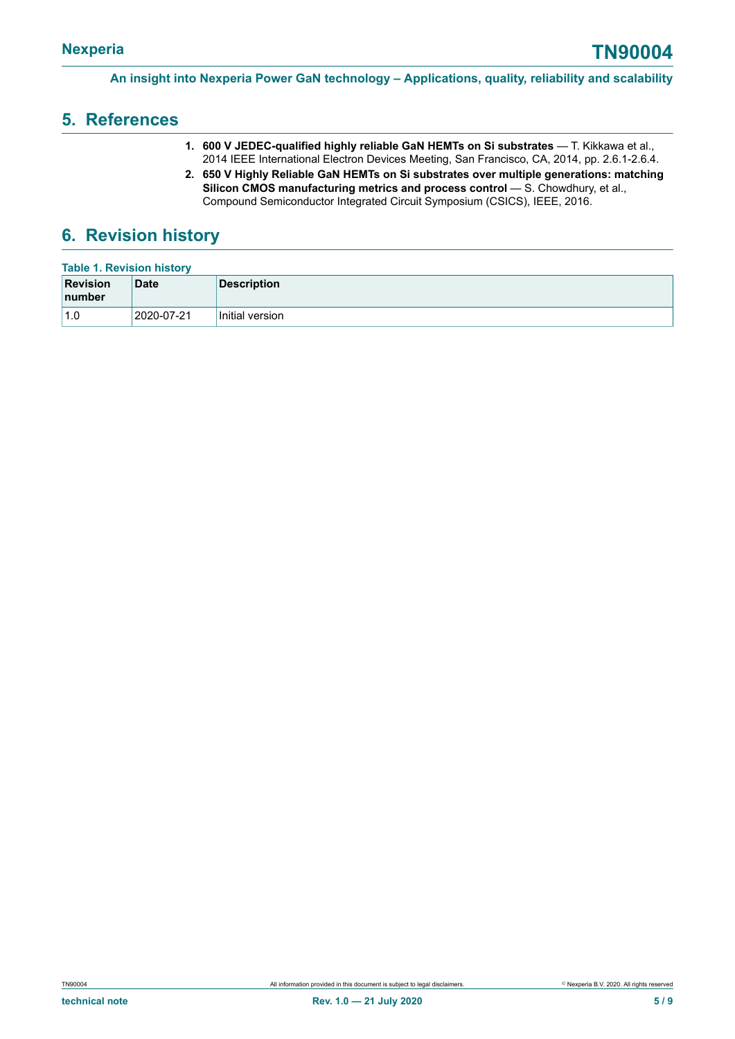## 5. References

1. **600 V JEDEC-qualified highly reliable GaN HEMTs on Si substrates** — T. Kikkawa et al., 2014 IEEE International Electron Devices Meeting, San Francisco, CA, 2014, pp. 2.6.1-2.6.4.
2. **650 V Highly Reliable GaN HEMTs on Si substrates over multiple generations: matching Silicon CMOS manufacturing metrics and process control** — S. Chowdhury, et al., Compound Semiconductor Integrated Circuit Symposium (CSICS), IEEE, 2016.

## 6. Revision history

**Table 1. Revision history**

| Revision number | Date | Description |
|---|---|---|
| 1.0 | 2020-07-21 | Initial version |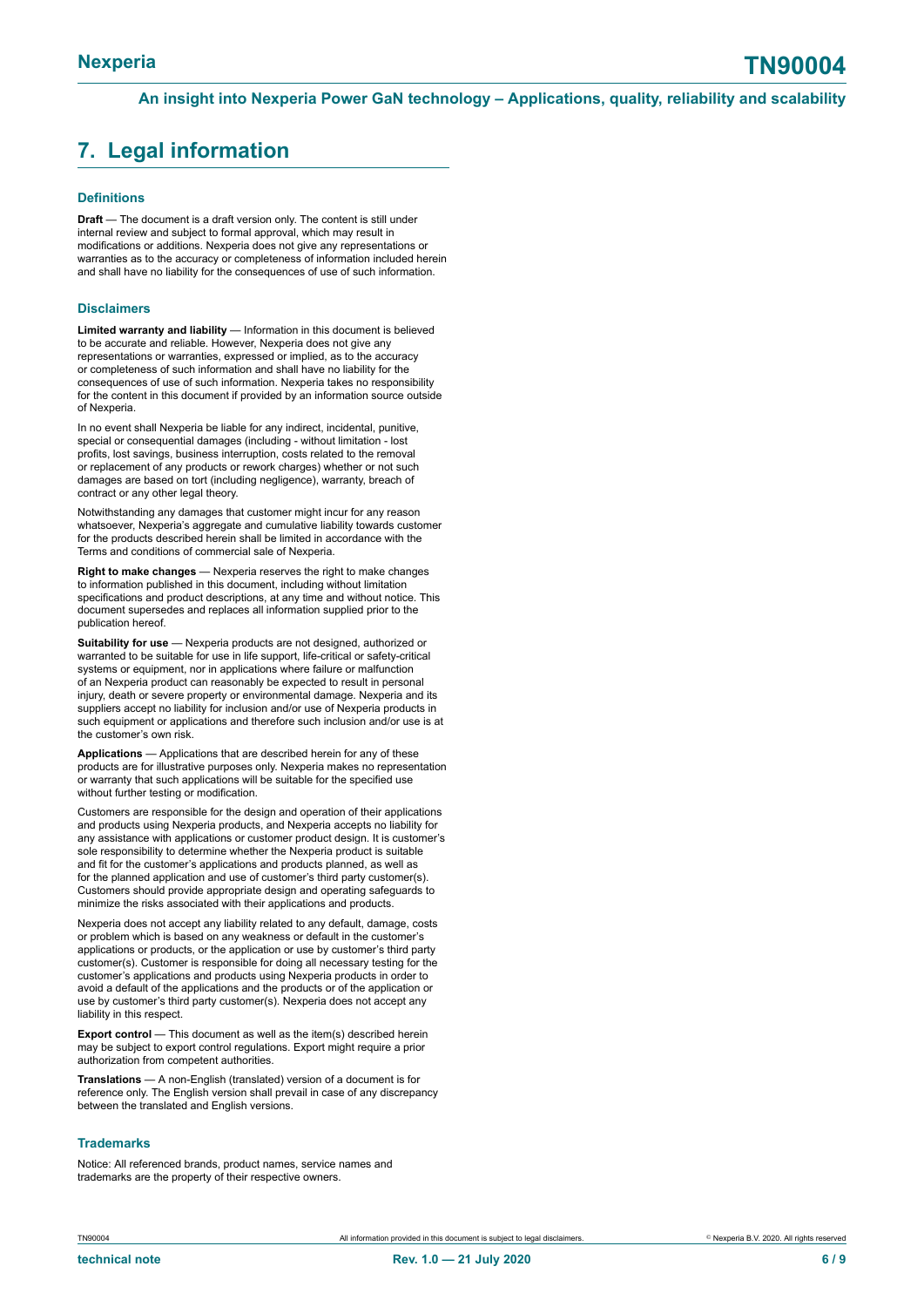## 7. Legal information

### Definitions

**Draft** — The document is a draft version only. The content is still under internal review and subject to formal approval, which may result in modifications or additions. Nexperia does not give any representations or warranties as to the accuracy or completeness of information included herein and shall have no liability for the consequences of use of such information.

### Disclaimers

**Limited warranty and liability** — Information in this document is believed to be accurate and reliable. However, Nexperia does not give any representations or warranties, expressed or implied, as to the accuracy or completeness of such information and shall have no liability for the consequences of use of such information. Nexperia takes no responsibility for the content in this document if provided by an information source outside of Nexperia.

In no event shall Nexperia be liable for any indirect, incidental, punitive, special or consequential damages (including - without limitation - lost profits, lost savings, business interruption, costs related to the removal or replacement of any products or rework charges) whether or not such damages are based on tort (including negligence), warranty, breach of contract or any other legal theory.

Notwithstanding any damages that customer might incur for any reason whatsoever, Nexperia's aggregate and cumulative liability towards customer for the products described herein shall be limited in accordance with the Terms and conditions of commercial sale of Nexperia.

**Right to make changes** — Nexperia reserves the right to make changes to information published in this document, including without limitation specifications and product descriptions, at any time and without notice. This document supersedes and replaces all information supplied prior to the publication hereof.

**Suitability for use** — Nexperia products are not designed, authorized or warranted to be suitable for use in life support, life-critical or safety-critical systems or equipment, nor in applications where failure or malfunction of an Nexperia product can reasonably be expected to result in personal injury, death or severe property or environmental damage. Nexperia and its suppliers accept no liability for inclusion and/or use of Nexperia products in such equipment or applications and therefore such inclusion and/or use is at the customer's own risk.

**Applications** — Applications that are described herein for any of these products are for illustrative purposes only. Nexperia makes no representation or warranty that such applications will be suitable for the specified use without further testing or modification.

Customers are responsible for the design and operation of their applications and products using Nexperia products, and Nexperia accepts no liability for any assistance with applications or customer product design. It is customer's sole responsibility to determine whether the Nexperia product is suitable and fit for the customer's applications and products planned, as well as for the planned application and use of customer's third party customer(s). Customers should provide appropriate design and operating safeguards to minimize the risks associated with their applications and products.

Nexperia does not accept any liability related to any default, damage, costs or problem which is based on any weakness or default in the customer's applications or products, or the application or use by customer's third party customer(s). Customer is responsible for doing all necessary testing for the customer's applications and products using Nexperia products in order to avoid a default of the applications and the products or of the application or use by customer's third party customer(s). Nexperia does not accept any liability in this respect.

**Export control** — This document as well as the item(s) described herein may be subject to export control regulations. Export might require a prior authorization from competent authorities.

**Translations** — A non-English (translated) version of a document is for reference only. The English version shall prevail in case of any discrepancy between the translated and English versions.

### Trademarks

Notice: All referenced brands, product names, service names and trademarks are the property of their respective owners.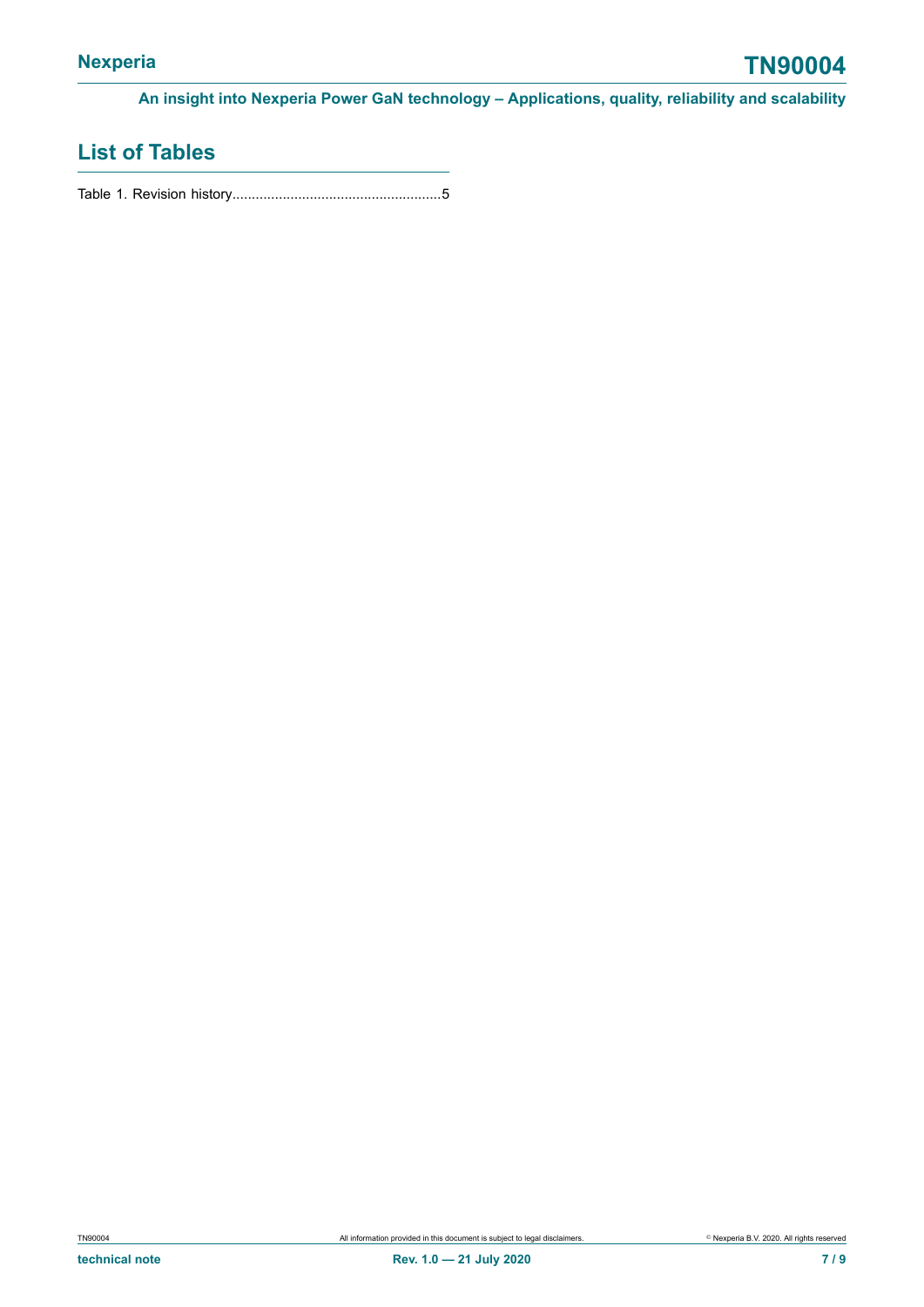## List of Tables

Table 1. Revision history.....................................................5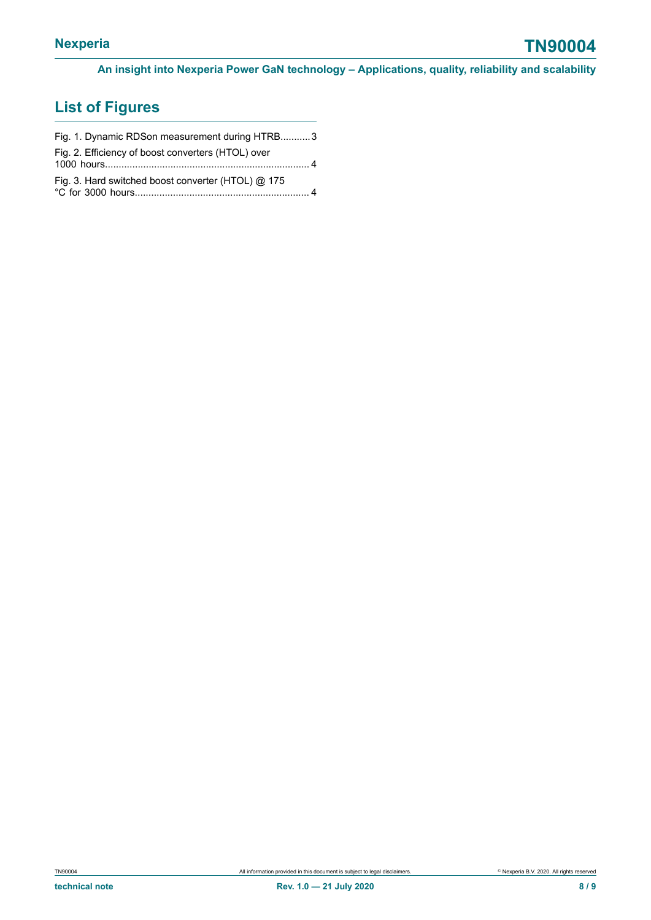## List of Figures

Fig. 1. Dynamic RDSon measurement during HTRB...........3

Fig. 2. Efficiency of boost converters (HTOL) over 1000 hours.......................................................................... 4

Fig. 3. Hard switched boost converter (HTOL) @ 175 °C for 3000 hours................................................................ 4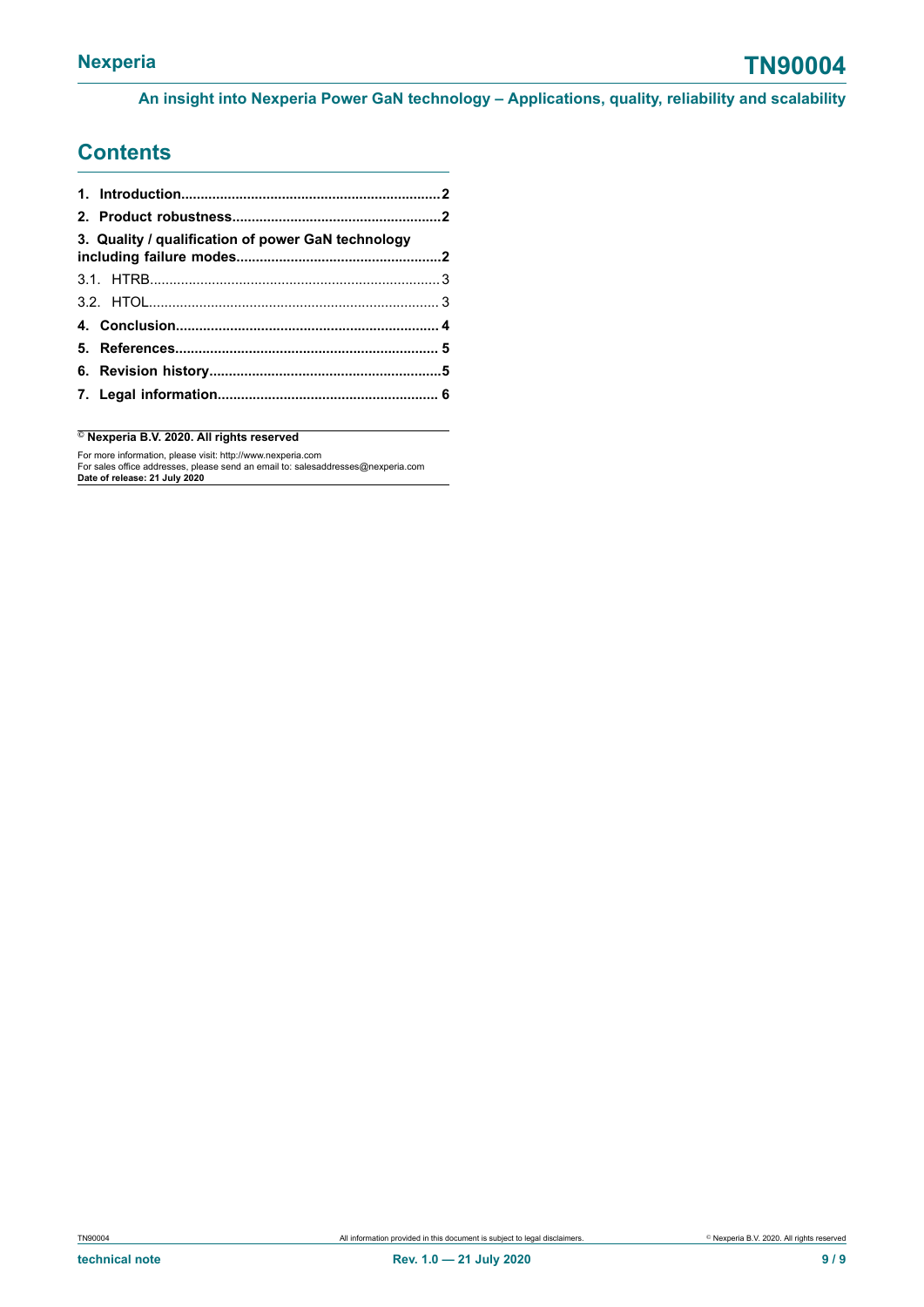## Contents

**1. Introduction....................................................................2**

**2. Product robustness......................................................2**

**3. Quality / qualification of power GaN technology including failure modes....................................................2**

3.1. HTRB..........................................................................3

3.2. HTOL..........................................................................3

**4. Conclusion....................................................................4**

**5. References....................................................................5**

**6. Revision history............................................................5**

**7. Legal information.........................................................6**

---

**© Nexperia B.V. 2020. All rights reserved**

For more information, please visit: http://www.nexperia.com
For sales office addresses, please send an email to: salesaddresses@nexperia.com
**Date of release: 21 July 2020**